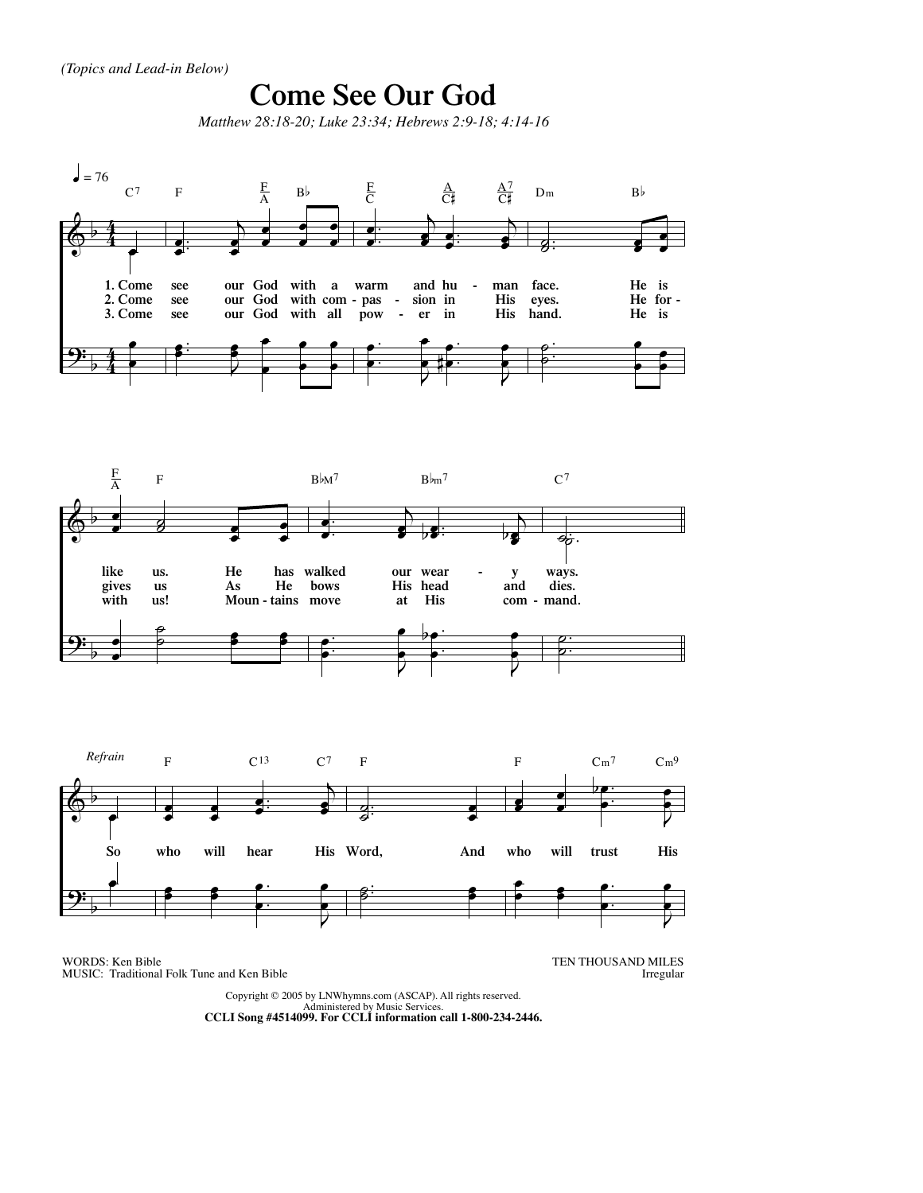*(Topics and Lead-in Below)*

# Come See Our God

*Matthew 28:18-20; Luke 23:34; Hebrews 2:9-18; 4:14-16*

♩ = 76

1. Come see our God with a warm and hu - man face. He is like us. He has walked our wear - y ways.
2. Come see our God with com - pas - sion in His eyes. He for - gives us As He bows His head and dies.
3. Come see our God with all pow - er in His hand. He is with us! Moun - tains move at His com - mand.

*Refrain*

So who will hear His Word, And who will trust His

WORDS: Ken Bible
MUSIC: Traditional Folk Tune and Ken Bible

TEN THOUSAND MILES
Irregular

Copyright © 2005 by LNWhymns.com (ASCAP). All rights reserved.
Administered by Music Services.
**CCLI Song #4514099. For CCLI information call 1-800-234-2446.**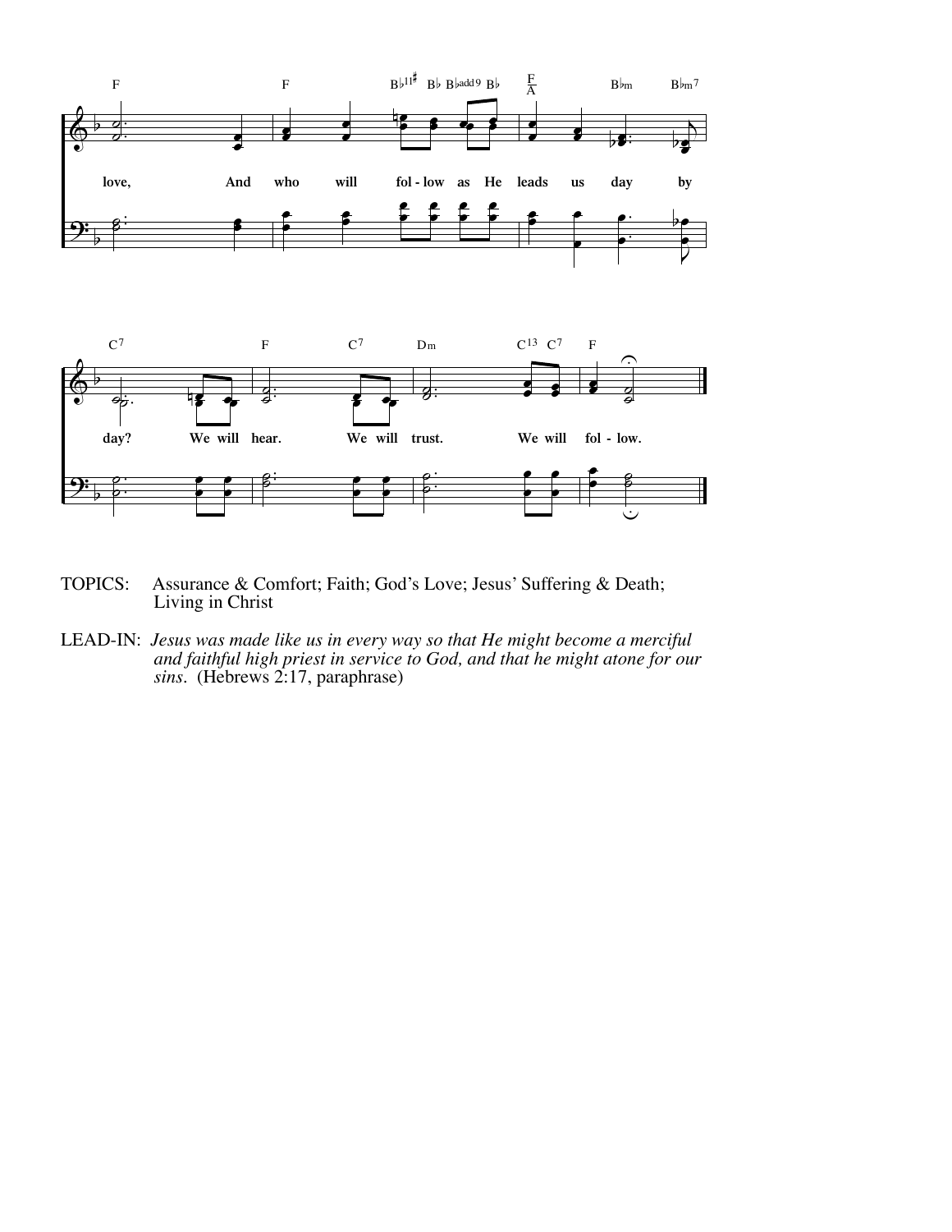TOPICS: Assurance & Comfort; Faith; God's Love; Jesus' Suffering & Death; Living in Christ

LEAD-IN: *Jesus was made like us in every way so that He might become a merciful and faithful high priest in service to God, and that he might atone for our sins.* (Hebrews 2:17, paraphrase)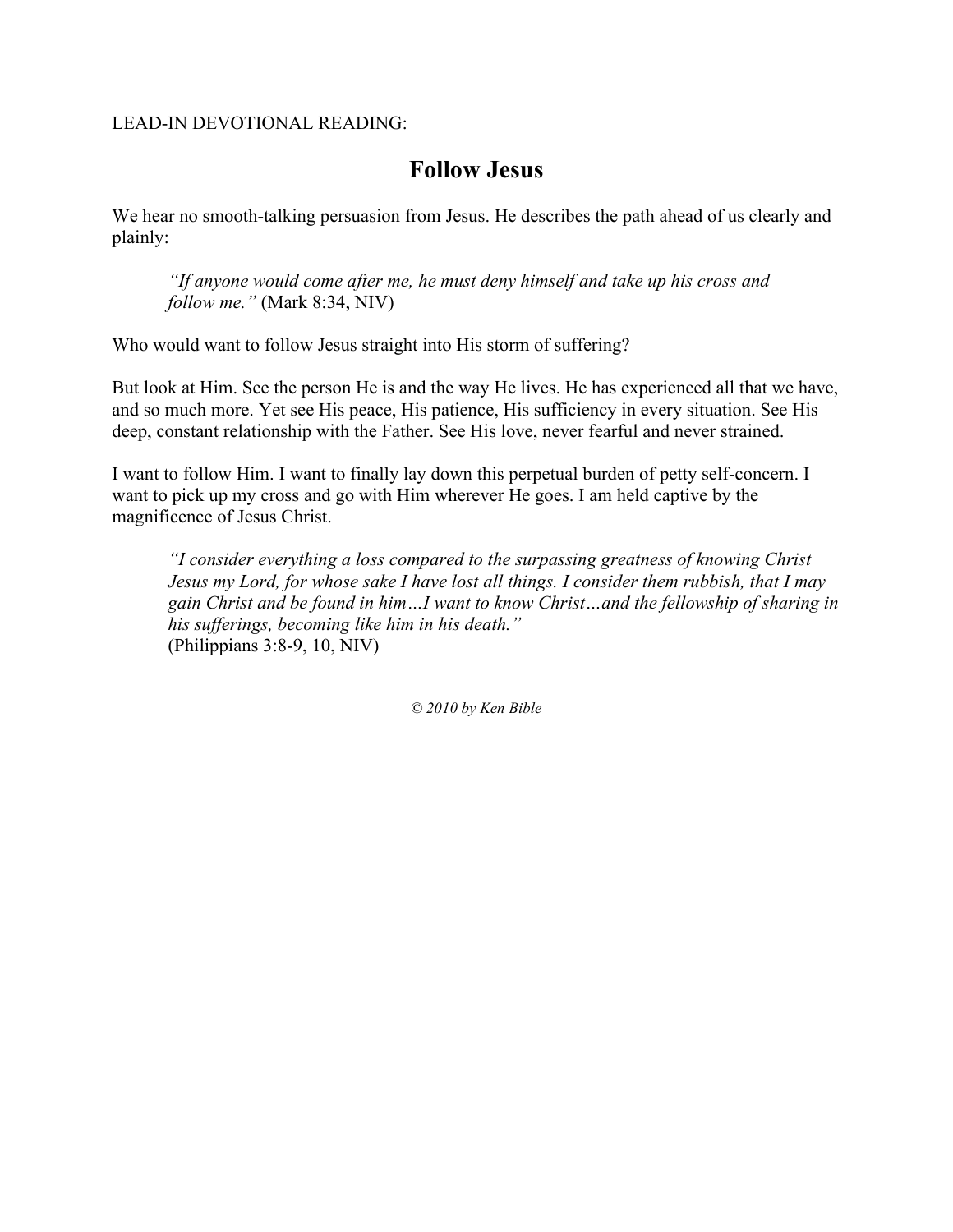LEAD-IN DEVOTIONAL READING:

# Follow Jesus

We hear no smooth-talking persuasion from Jesus. He describes the path ahead of us clearly and plainly:

> *"If anyone would come after me, he must deny himself and take up his cross and follow me."* (Mark 8:34, NIV)

Who would want to follow Jesus straight into His storm of suffering?

But look at Him. See the person He is and the way He lives. He has experienced all that we have, and so much more. Yet see His peace, His patience, His sufficiency in every situation. See His deep, constant relationship with the Father. See His love, never fearful and never strained.

I want to follow Him. I want to finally lay down this perpetual burden of petty self-concern. I want to pick up my cross and go with Him wherever He goes. I am held captive by the magnificence of Jesus Christ.

> *"I consider everything a loss compared to the surpassing greatness of knowing Christ Jesus my Lord, for whose sake I have lost all things. I consider them rubbish, that I may gain Christ and be found in him…I want to know Christ…and the fellowship of sharing in his sufferings, becoming like him in his death."*
> (Philippians 3:8-9, 10, NIV)

*© 2010 by Ken Bible*